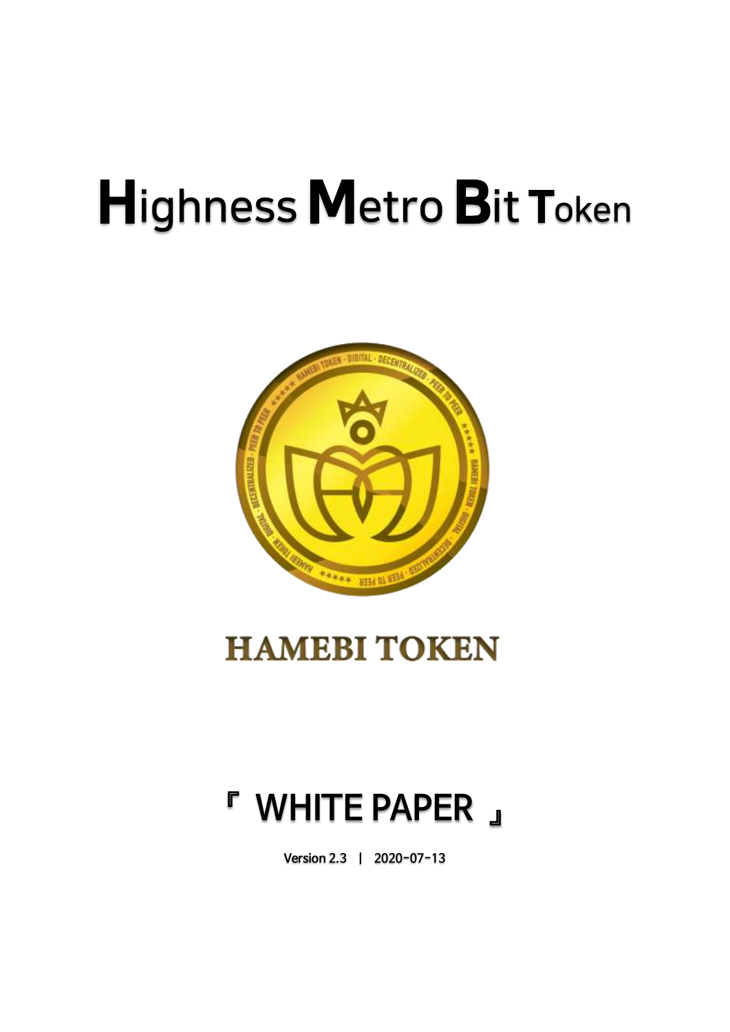# Highness Metro Bit Token

HAMEBI TOKEN

『 WHITE PAPER 』

Version 2.3 | 2020-07-13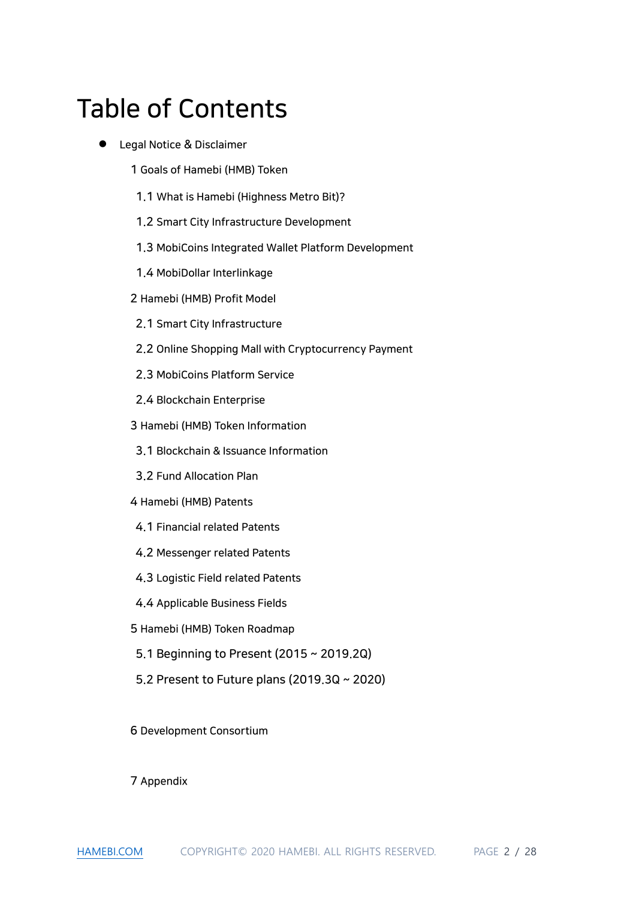# Table of Contents

- Legal Notice & Disclaimer

1 Goals of Hamebi (HMB) Token

1.1 What is Hamebi (Highness Metro Bit)?

1.2 Smart City Infrastructure Development

1.3 MobiCoins Integrated Wallet Platform Development

1.4 MobiDollar Interlinkage

2 Hamebi (HMB) Profit Model

2.1 Smart City Infrastructure

2.2 Online Shopping Mall with Cryptocurrency Payment

2.3 MobiCoins Platform Service

2.4 Blockchain Enterprise

3 Hamebi (HMB) Token Information

3.1 Blockchain & Issuance Information

3.2 Fund Allocation Plan

4 Hamebi (HMB) Patents

4.1 Financial related Patents

4.2 Messenger related Patents

4.3 Logistic Field related Patents

4.4 Applicable Business Fields

5 Hamebi (HMB) Token Roadmap

5.1 Beginning to Present (2015 ~ 2019.2Q)

5.2 Present to Future plans (2019.3Q ~ 2020)

6 Development Consortium

7 Appendix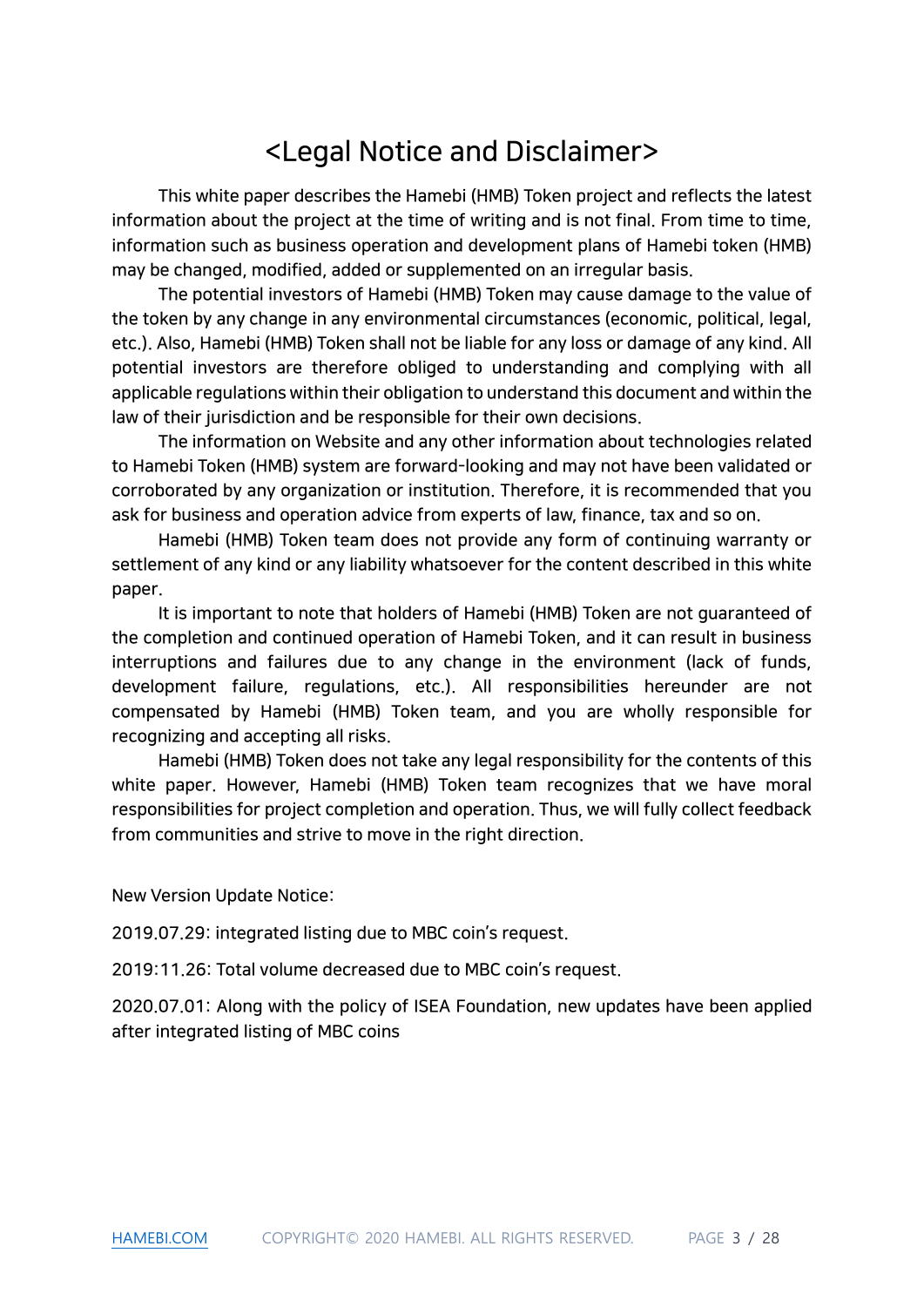# <Legal Notice and Disclaimer>

This white paper describes the Hamebi (HMB) Token project and reflects the latest information about the project at the time of writing and is not final. From time to time, information such as business operation and development plans of Hamebi token (HMB) may be changed, modified, added or supplemented on an irregular basis.

The potential investors of Hamebi (HMB) Token may cause damage to the value of the token by any change in any environmental circumstances (economic, political, legal, etc.). Also, Hamebi (HMB) Token shall not be liable for any loss or damage of any kind. All potential investors are therefore obliged to understanding and complying with all applicable regulations within their obligation to understand this document and within the law of their jurisdiction and be responsible for their own decisions.

The information on Website and any other information about technologies related to Hamebi Token (HMB) system are forward-looking and may not have been validated or corroborated by any organization or institution. Therefore, it is recommended that you ask for business and operation advice from experts of law, finance, tax and so on.

Hamebi (HMB) Token team does not provide any form of continuing warranty or settlement of any kind or any liability whatsoever for the content described in this white paper.

It is important to note that holders of Hamebi (HMB) Token are not guaranteed of the completion and continued operation of Hamebi Token, and it can result in business interruptions and failures due to any change in the environment (lack of funds, development failure, regulations, etc.). All responsibilities hereunder are not compensated by Hamebi (HMB) Token team, and you are wholly responsible for recognizing and accepting all risks.

Hamebi (HMB) Token does not take any legal responsibility for the contents of this white paper. However, Hamebi (HMB) Token team recognizes that we have moral responsibilities for project completion and operation. Thus, we will fully collect feedback from communities and strive to move in the right direction.

New Version Update Notice:

2019.07.29: integrated listing due to MBC coin's request.

2019:11.26: Total volume decreased due to MBC coin's request.

2020.07.01: Along with the policy of ISEA Foundation, new updates have been applied after integrated listing of MBC coins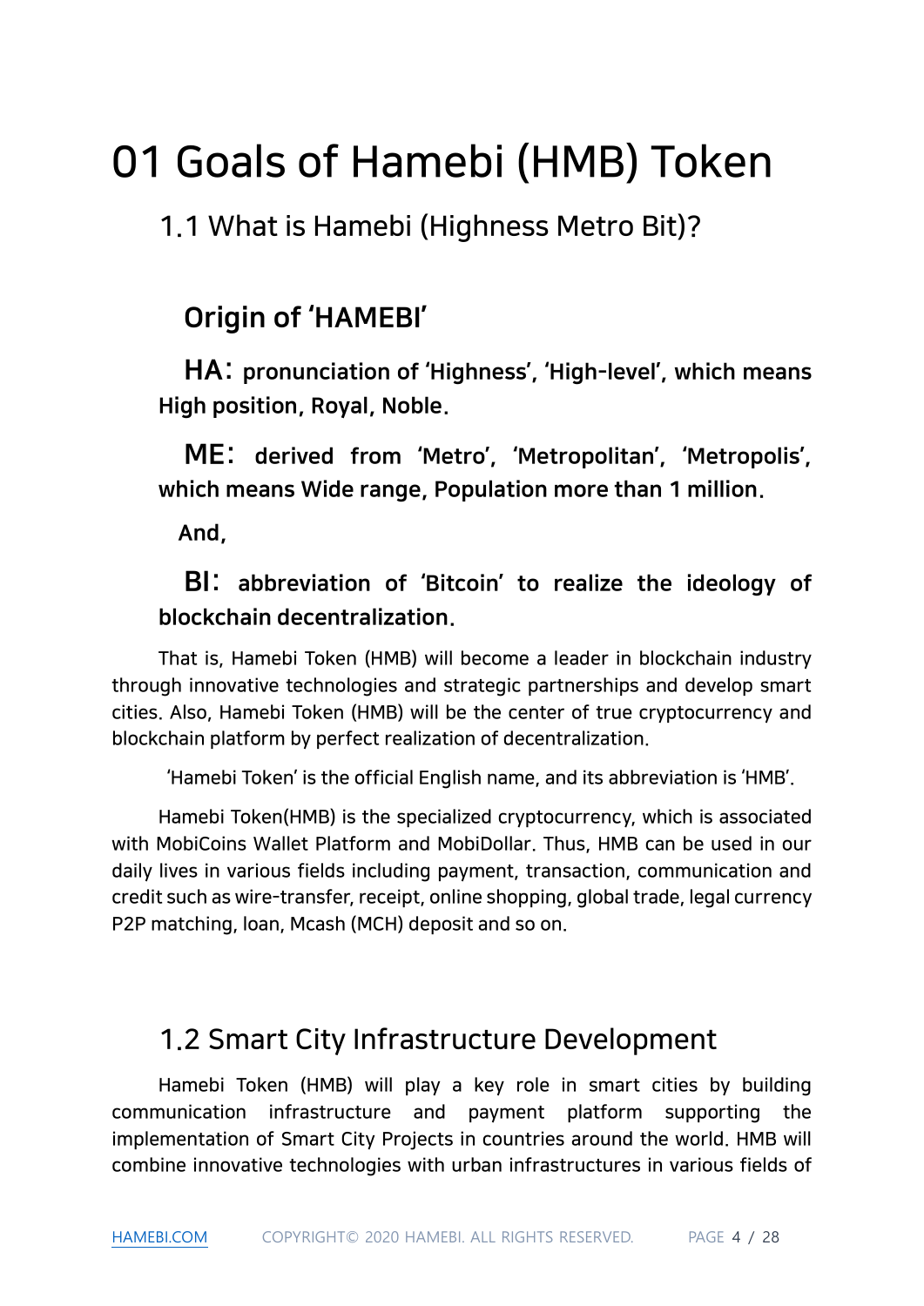# 01 Goals of Hamebi (HMB) Token

## 1.1 What is Hamebi (Highness Metro Bit)?

### Origin of 'HAMEBI'

**HA: pronunciation of 'Highness', 'High-level', which means High position, Royal, Noble.**

**ME: derived from 'Metro', 'Metropolitan', 'Metropolis', which means Wide range, Population more than 1 million.**

**And,**

**BI: abbreviation of 'Bitcoin' to realize the ideology of blockchain decentralization.**

That is, Hamebi Token (HMB) will become a leader in blockchain industry through innovative technologies and strategic partnerships and develop smart cities. Also, Hamebi Token (HMB) will be the center of true cryptocurrency and blockchain platform by perfect realization of decentralization.

'Hamebi Token' is the official English name, and its abbreviation is 'HMB'.

Hamebi Token(HMB) is the specialized cryptocurrency, which is associated with MobiCoins Wallet Platform and MobiDollar. Thus, HMB can be used in our daily lives in various fields including payment, transaction, communication and credit such as wire-transfer, receipt, online shopping, global trade, legal currency P2P matching, loan, Mcash (MCH) deposit and so on.

## 1.2 Smart City Infrastructure Development

Hamebi Token (HMB) will play a key role in smart cities by building communication infrastructure and payment platform supporting the implementation of Smart City Projects in countries around the world. HMB will combine innovative technologies with urban infrastructures in various fields of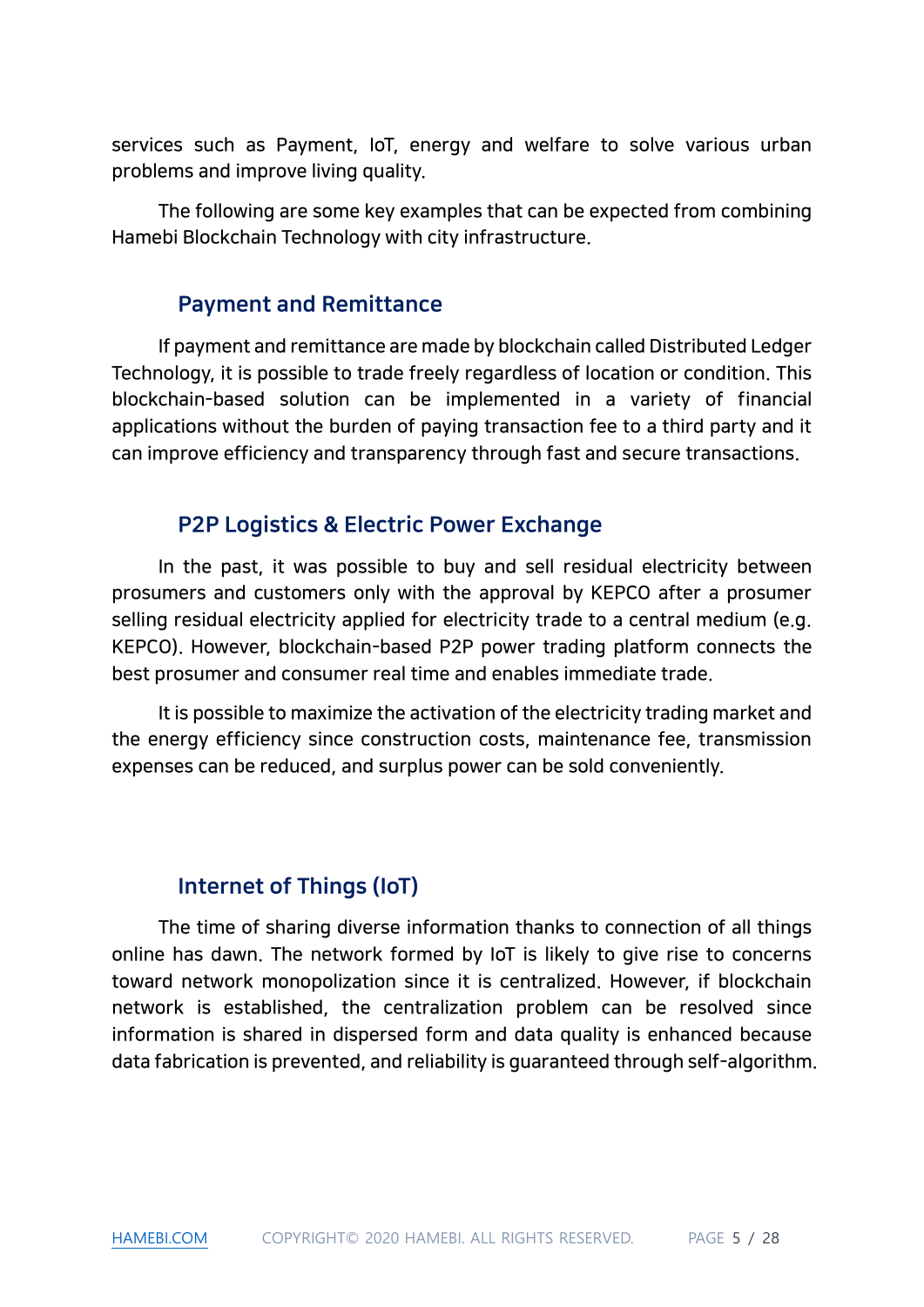services such as Payment, IoT, energy and welfare to solve various urban problems and improve living quality.

The following are some key examples that can be expected from combining Hamebi Blockchain Technology with city infrastructure.

### Payment and Remittance

If payment and remittance are made by blockchain called Distributed Ledger Technology, it is possible to trade freely regardless of location or condition. This blockchain-based solution can be implemented in a variety of financial applications without the burden of paying transaction fee to a third party and it can improve efficiency and transparency through fast and secure transactions.

### P2P Logistics & Electric Power Exchange

In the past, it was possible to buy and sell residual electricity between prosumers and customers only with the approval by KEPCO after a prosumer selling residual electricity applied for electricity trade to a central medium (e.g. KEPCO). However, blockchain-based P2P power trading platform connects the best prosumer and consumer real time and enables immediate trade.

It is possible to maximize the activation of the electricity trading market and the energy efficiency since construction costs, maintenance fee, transmission expenses can be reduced, and surplus power can be sold conveniently.

### Internet of Things (IoT)

The time of sharing diverse information thanks to connection of all things online has dawn. The network formed by IoT is likely to give rise to concerns toward network monopolization since it is centralized. However, if blockchain network is established, the centralization problem can be resolved since information is shared in dispersed form and data quality is enhanced because data fabrication is prevented, and reliability is guaranteed through self-algorithm.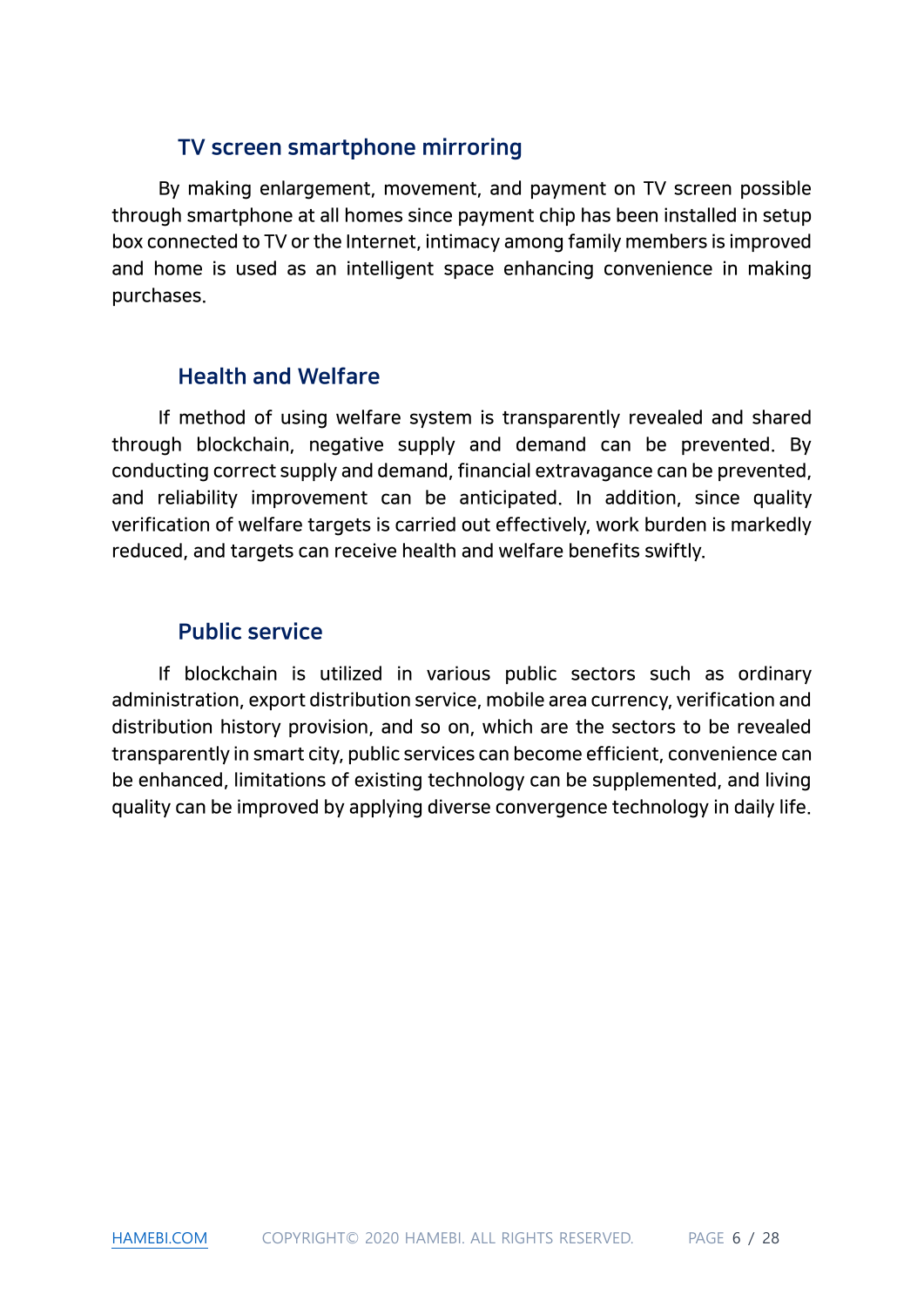### TV screen smartphone mirroring

By making enlargement, movement, and payment on TV screen possible through smartphone at all homes since payment chip has been installed in setup box connected to TV or the Internet, intimacy among family members is improved and home is used as an intelligent space enhancing convenience in making purchases.

### Health and Welfare

If method of using welfare system is transparently revealed and shared through blockchain, negative supply and demand can be prevented. By conducting correct supply and demand, financial extravagance can be prevented, and reliability improvement can be anticipated. In addition, since quality verification of welfare targets is carried out effectively, work burden is markedly reduced, and targets can receive health and welfare benefits swiftly.

### Public service

If blockchain is utilized in various public sectors such as ordinary administration, export distribution service, mobile area currency, verification and distribution history provision, and so on, which are the sectors to be revealed transparently in smart city, public services can become efficient, convenience can be enhanced, limitations of existing technology can be supplemented, and living quality can be improved by applying diverse convergence technology in daily life.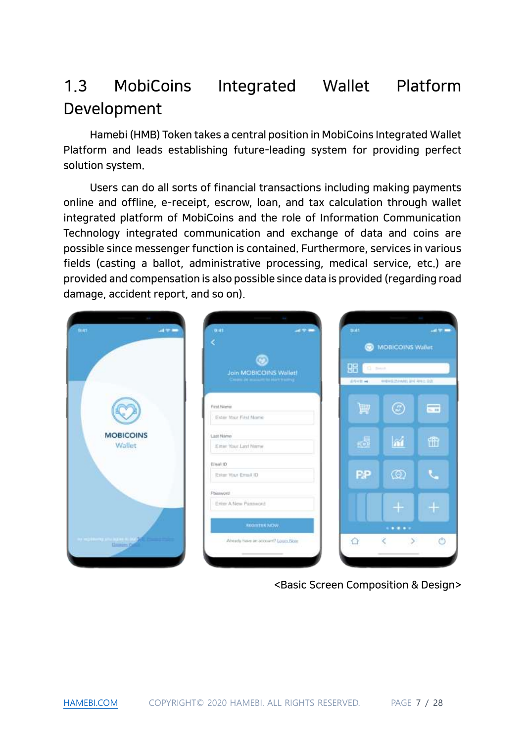## 1.3 MobiCoins Integrated Wallet Platform Development

Hamebi (HMB) Token takes a central position in MobiCoins Integrated Wallet Platform and leads establishing future-leading system for providing perfect solution system.

Users can do all sorts of financial transactions including making payments online and offline, e-receipt, escrow, loan, and tax calculation through wallet integrated platform of MobiCoins and the role of Information Communication Technology integrated communication and exchange of data and coins are possible since messenger function is contained. Furthermore, services in various fields (casting a ballot, administrative processing, medical service, etc.) are provided and compensation is also possible since data is provided (regarding road damage, accident report, and so on).

<Basic Screen Composition & Design>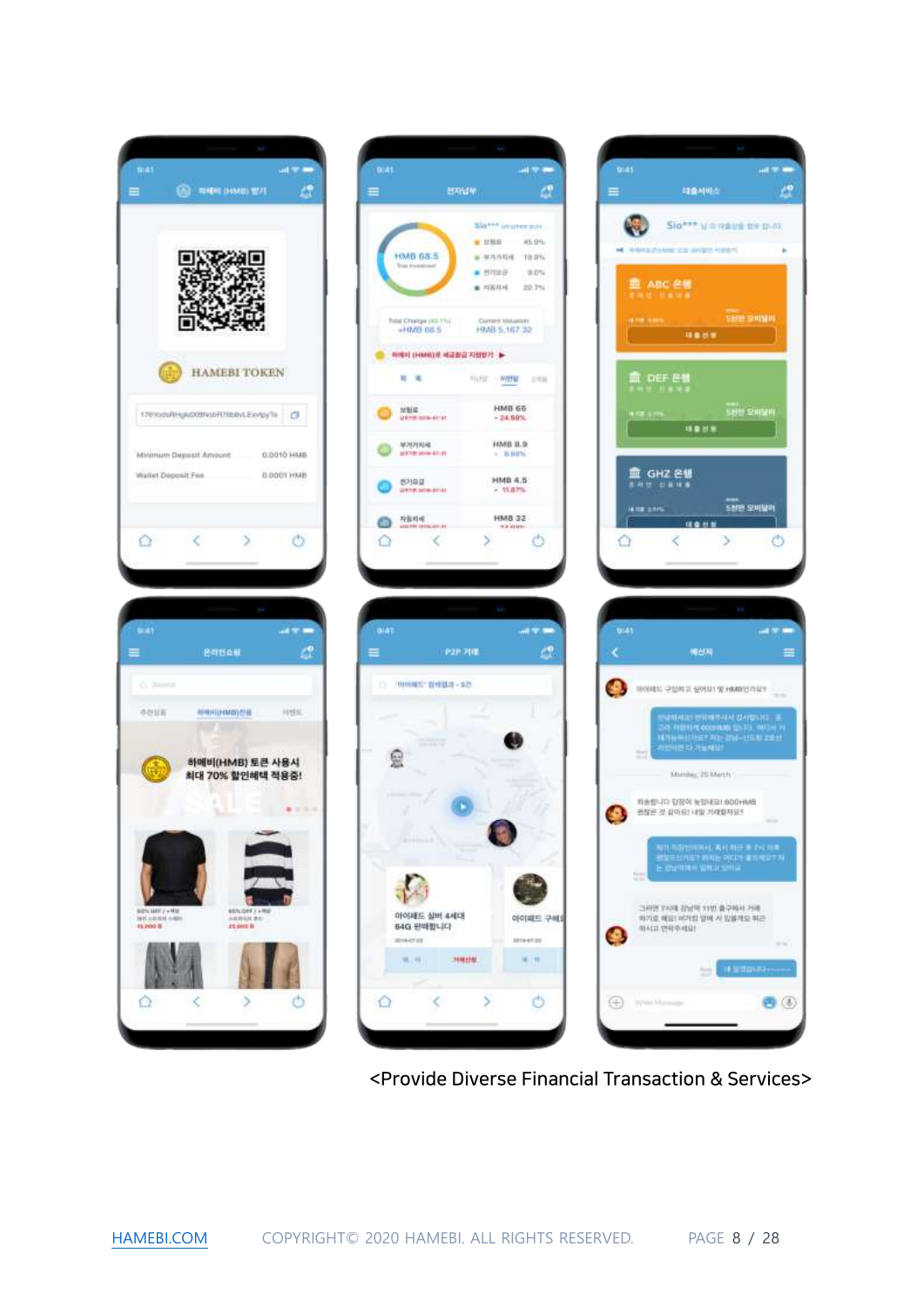<Provide Diverse Financial Transaction & Services>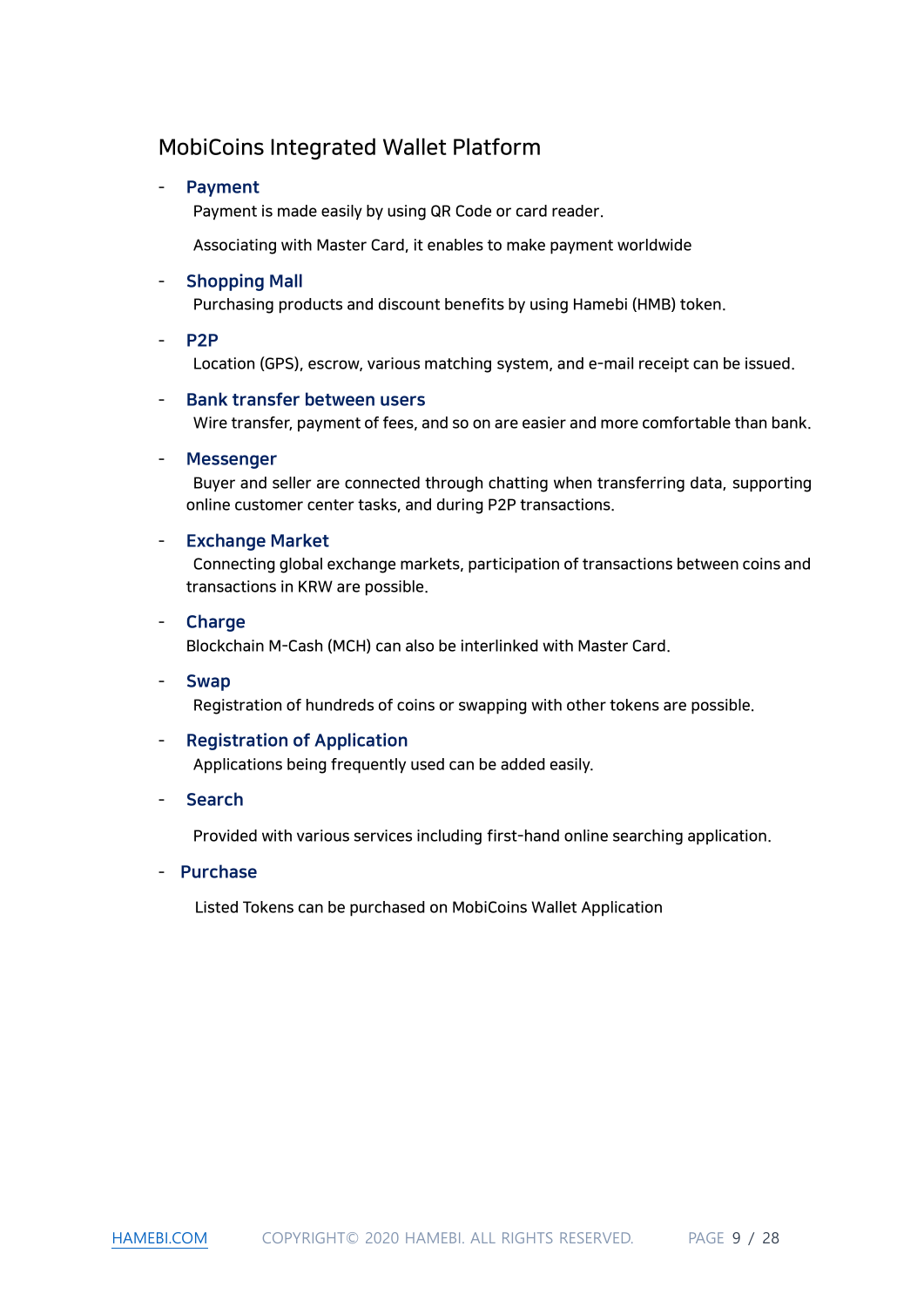## MobiCoins Integrated Wallet Platform

- **Payment**

  Payment is made easily by using QR Code or card reader.

  Associating with Master Card, it enables to make payment worldwide

- **Shopping Mall**

  Purchasing products and discount benefits by using Hamebi (HMB) token.

- **P2P**

  Location (GPS), escrow, various matching system, and e-mail receipt can be issued.

- **Bank transfer between users**

  Wire transfer, payment of fees, and so on are easier and more comfortable than bank.

- **Messenger**

  Buyer and seller are connected through chatting when transferring data, supporting online customer center tasks, and during P2P transactions.

- **Exchange Market**

  Connecting global exchange markets, participation of transactions between coins and transactions in KRW are possible.

- **Charge**

  Blockchain M-Cash (MCH) can also be interlinked with Master Card.

- **Swap**

  Registration of hundreds of coins or swapping with other tokens are possible.

- **Registration of Application**

  Applications being frequently used can be added easily.

- **Search**

  Provided with various services including first-hand online searching application.

- **Purchase**

  Listed Tokens can be purchased on MobiCoins Wallet Application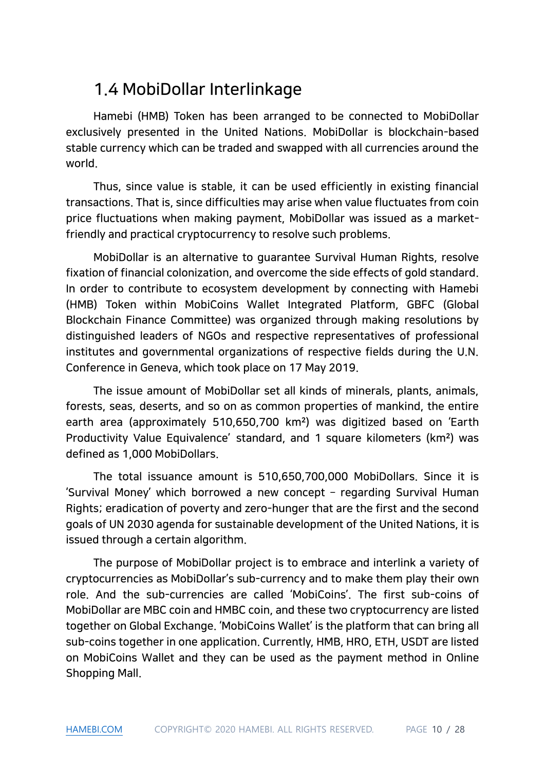## 1.4 MobiDollar Interlinkage

Hamebi (HMB) Token has been arranged to be connected to MobiDollar exclusively presented in the United Nations. MobiDollar is blockchain-based stable currency which can be traded and swapped with all currencies around the world.

Thus, since value is stable, it can be used efficiently in existing financial transactions. That is, since difficulties may arise when value fluctuates from coin price fluctuations when making payment, MobiDollar was issued as a market-friendly and practical cryptocurrency to resolve such problems.

MobiDollar is an alternative to guarantee Survival Human Rights, resolve fixation of financial colonization, and overcome the side effects of gold standard. In order to contribute to ecosystem development by connecting with Hamebi (HMB) Token within MobiCoins Wallet Integrated Platform, GBFC (Global Blockchain Finance Committee) was organized through making resolutions by distinguished leaders of NGOs and respective representatives of professional institutes and governmental organizations of respective fields during the U.N. Conference in Geneva, which took place on 17 May 2019.

The issue amount of MobiDollar set all kinds of minerals, plants, animals, forests, seas, deserts, and so on as common properties of mankind, the entire earth area (approximately 510,650,700 $km^2$) was digitized based on 'Earth Productivity Value Equivalence' standard, and 1 square kilometers ($km^2$) was defined as 1,000 MobiDollars.

The total issuance amount is 510,650,700,000 MobiDollars. Since it is 'Survival Money' which borrowed a new concept – regarding Survival Human Rights; eradication of poverty and zero-hunger that are the first and the second goals of UN 2030 agenda for sustainable development of the United Nations, it is issued through a certain algorithm.

The purpose of MobiDollar project is to embrace and interlink a variety of cryptocurrencies as MobiDollar's sub-currency and to make them play their own role. And the sub-currencies are called 'MobiCoins'. The first sub-coins of MobiDollar are MBC coin and HMBC coin, and these two cryptocurrency are listed together on Global Exchange. 'MobiCoins Wallet' is the platform that can bring all sub-coins together in one application. Currently, HMB, HRO, ETH, USDT are listed on MobiCoins Wallet and they can be used as the payment method in Online Shopping Mall.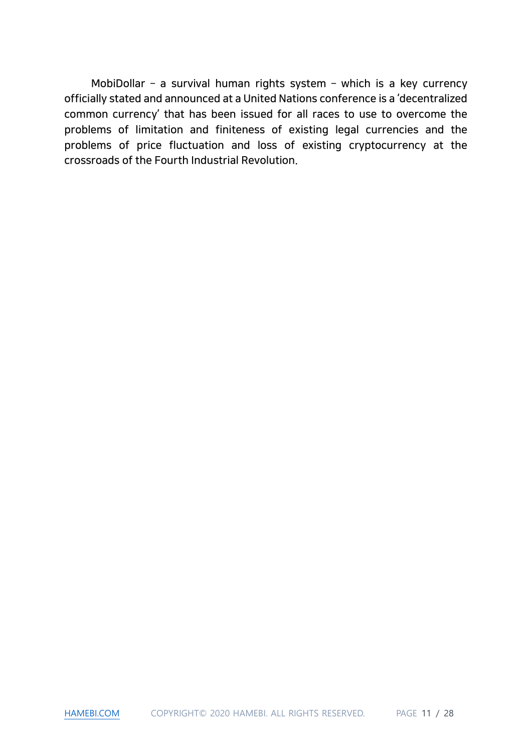MobiDollar – a survival human rights system – which is a key currency officially stated and announced at a United Nations conference is a 'decentralized common currency' that has been issued for all races to use to overcome the problems of limitation and finiteness of existing legal currencies and the problems of price fluctuation and loss of existing cryptocurrency at the crossroads of the Fourth Industrial Revolution.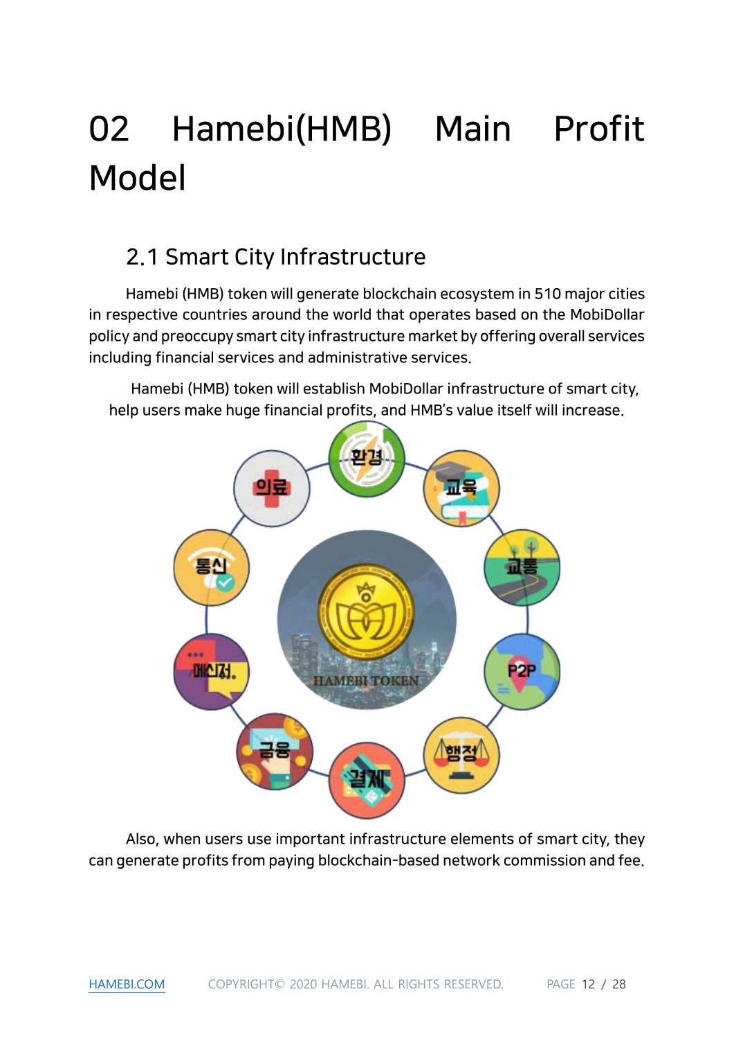# 02 Hamebi(HMB) Main Profit Model

## 2.1 Smart City Infrastructure

Hamebi (HMB) token will generate blockchain ecosystem in 510 major cities in respective countries around the world that operates based on the MobiDollar policy and preoccupy smart city infrastructure market by offering overall services including financial services and administrative services.

Hamebi (HMB) token will establish MobiDollar infrastructure of smart city, help users make huge financial profits, and HMB's value itself will increase.

Also, when users use important infrastructure elements of smart city, they can generate profits from paying blockchain-based network commission and fee.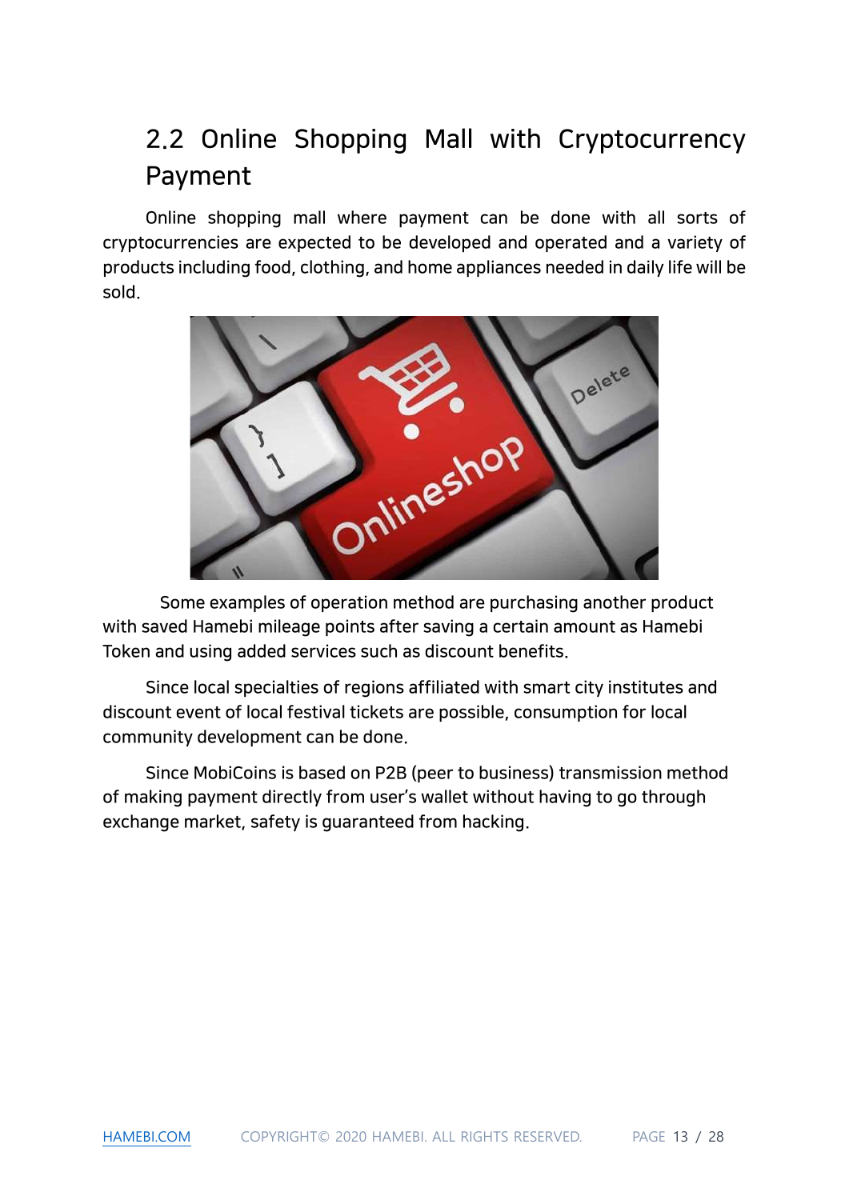## 2.2 Online Shopping Mall with Cryptocurrency Payment

Online shopping mall where payment can be done with all sorts of cryptocurrencies are expected to be developed and operated and a variety of products including food, clothing, and home appliances needed in daily life will be sold.

Some examples of operation method are purchasing another product with saved Hamebi mileage points after saving a certain amount as Hamebi Token and using added services such as discount benefits.

Since local specialties of regions affiliated with smart city institutes and discount event of local festival tickets are possible, consumption for local community development can be done.

Since MobiCoins is based on P2B (peer to business) transmission method of making payment directly from user's wallet without having to go through exchange market, safety is guaranteed from hacking.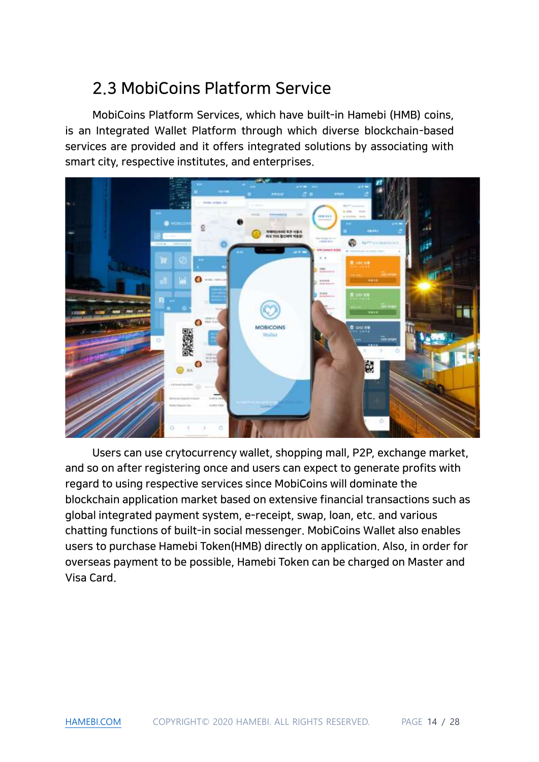## 2.3 MobiCoins Platform Service

MobiCoins Platform Services, which have built-in Hamebi (HMB) coins, is an Integrated Wallet Platform through which diverse blockchain-based services are provided and it offers integrated solutions by associating with smart city, respective institutes, and enterprises.

Users can use crytocurrency wallet, shopping mall, P2P, exchange market, and so on after registering once and users can expect to generate profits with regard to using respective services since MobiCoins will dominate the blockchain application market based on extensive financial transactions such as global integrated payment system, e-receipt, swap, loan, etc. and various chatting functions of built-in social messenger. MobiCoins Wallet also enables users to purchase Hamebi Token(HMB) directly on application. Also, in order for overseas payment to be possible, Hamebi Token can be charged on Master and Visa Card.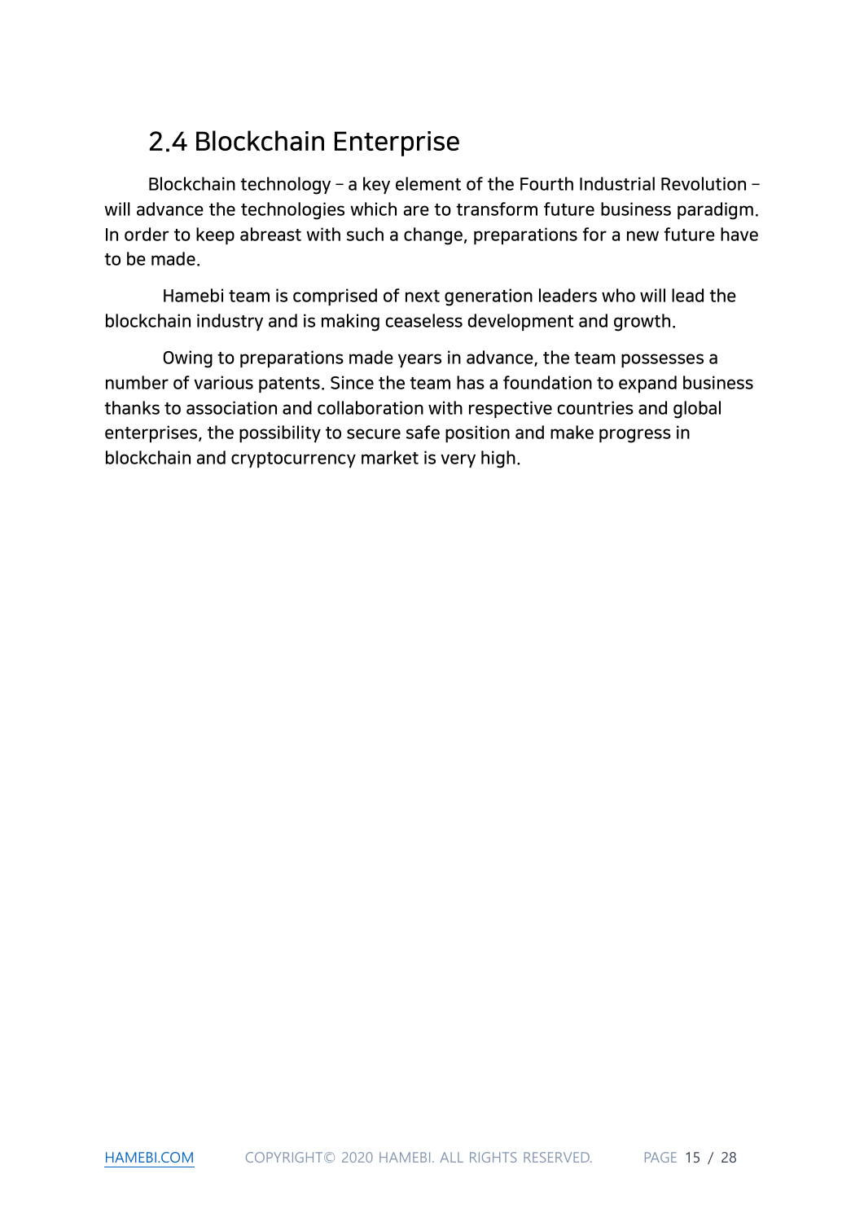## 2.4 Blockchain Enterprise

Blockchain technology – a key element of the Fourth Industrial Revolution – will advance the technologies which are to transform future business paradigm. In order to keep abreast with such a change, preparations for a new future have to be made.

Hamebi team is comprised of next generation leaders who will lead the blockchain industry and is making ceaseless development and growth.

Owing to preparations made years in advance, the team possesses a number of various patents. Since the team has a foundation to expand business thanks to association and collaboration with respective countries and global enterprises, the possibility to secure safe position and make progress in blockchain and cryptocurrency market is very high.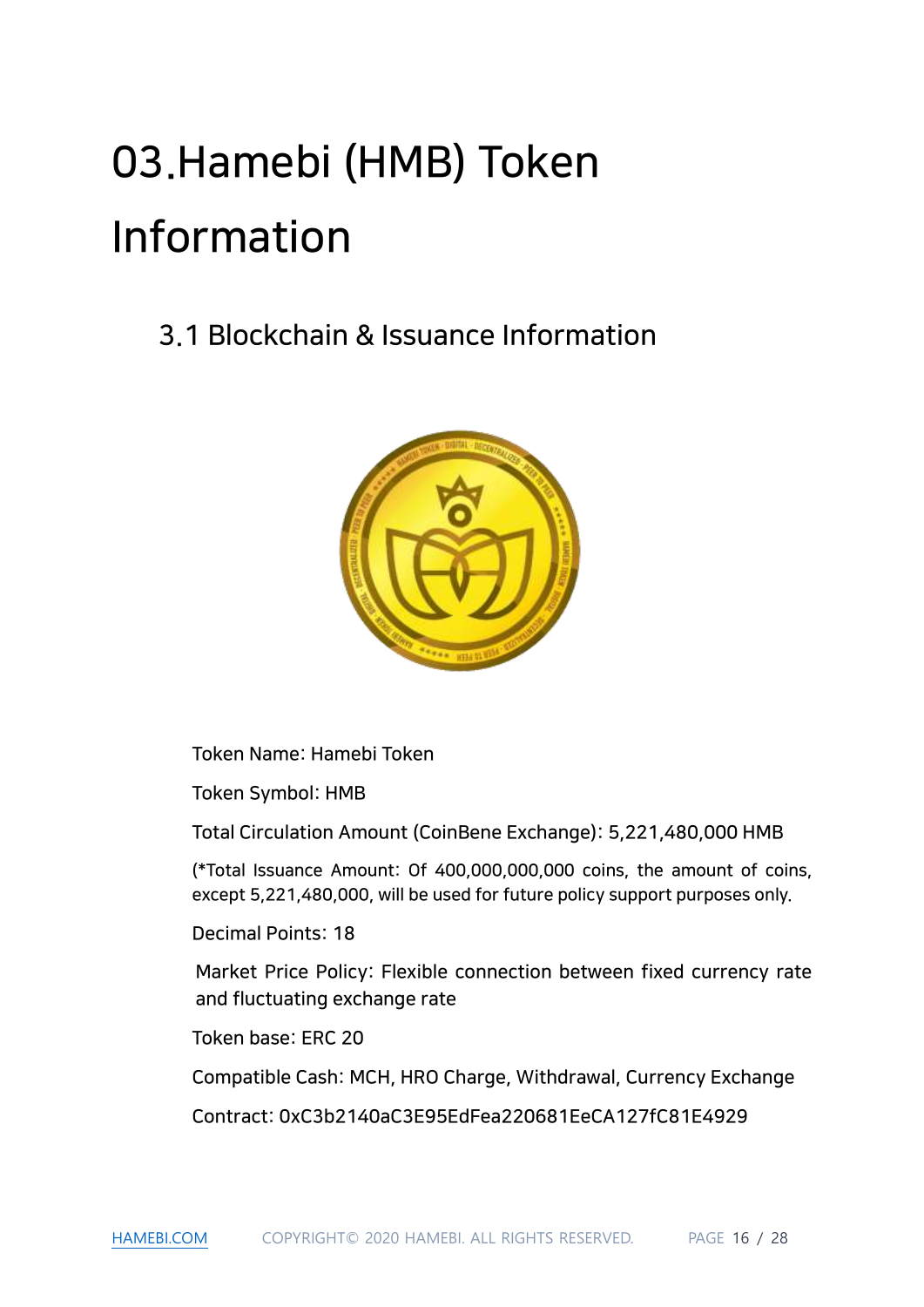# 03.Hamebi (HMB) Token Information

## 3.1 Blockchain & Issuance Information

Token Name: Hamebi Token

Token Symbol: HMB

Total Circulation Amount (CoinBene Exchange): 5,221,480,000 HMB

(*Total Issuance Amount: Of 400,000,000,000 coins, the amount of coins, except 5,221,480,000, will be used for future policy support purposes only.

Decimal Points: 18

Market Price Policy: Flexible connection between fixed currency rate and fluctuating exchange rate

Token base: ERC 20

Compatible Cash: MCH, HRO Charge, Withdrawal, Currency Exchange

Contract: 0xC3b2140aC3E95EdFea220681EeCA127fC81E4929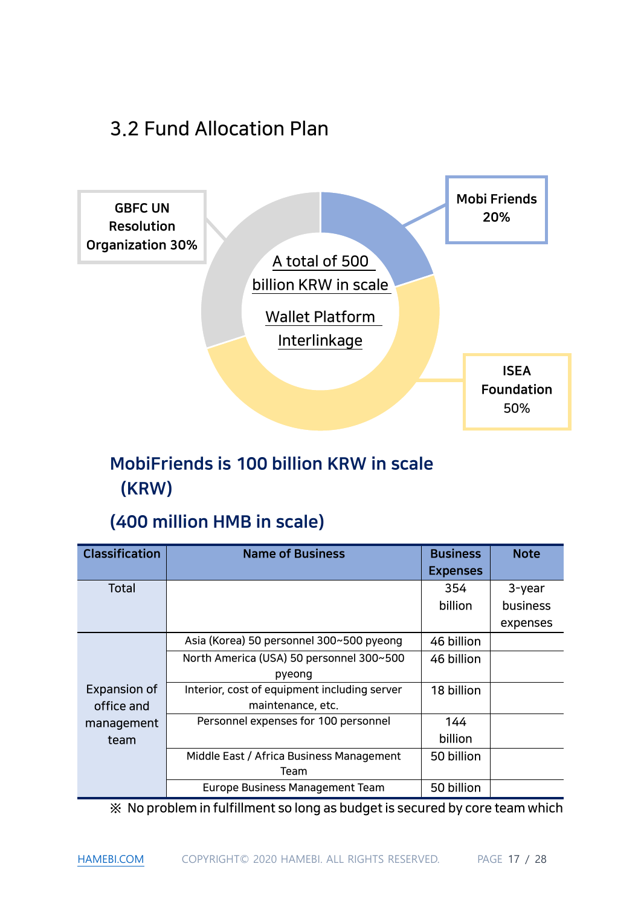## 3.2 Fund Allocation Plan

GBFC UN Resolution Organization 30%

Mobi Friends 20%

ISEA Foundation 50%

A total of 500 billion KRW in scale

Wallet Platform Interlinkage

### MobiFriends is 100 billion KRW in scale (KRW)

### (400 million HMB in scale)

| Classification | Name of Business | Business Expenses | Note |
|---|---|---|---|
| Total | | 354 billion | 3-year business expenses |
| Expansion of office and management team | Asia (Korea) 50 personnel 300~500 pyeong | 46 billion | |
| | North America (USA) 50 personnel 300~500 pyeong | 46 billion | |
| | Interior, cost of equipment including server maintenance, etc. | 18 billion | |
| | Personnel expenses for 100 personnel | 144 billion | |
| | Middle East / Africa Business Management Team | 50 billion | |
| | Europe Business Management Team | 50 billion | |

※ No problem in fulfillment so long as budget is secured by core team which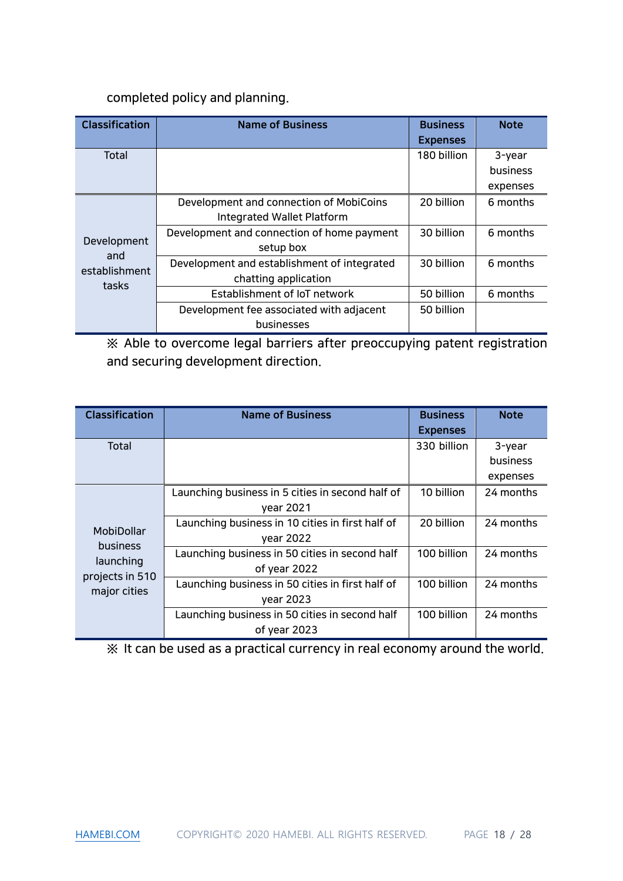completed policy and planning.

| Classification | Name of Business | Business Expenses | Note |
|---|---|---|---|
| Total | | 180 billion | 3-year business expenses |
| Development and establishment tasks | Development and connection of MobiCoins Integrated Wallet Platform | 20 billion | 6 months |
| | Development and connection of home payment setup box | 30 billion | 6 months |
| | Development and establishment of integrated chatting application | 30 billion | 6 months |
| | Establishment of IoT network | 50 billion | 6 months |
| | Development fee associated with adjacent businesses | 50 billion | |

※ Able to overcome legal barriers after preoccupying patent registration and securing development direction.

| Classification | Name of Business | Business Expenses | Note |
|---|---|---|---|
| Total | | 330 billion | 3-year business expenses |
| MobiDollar business launching projects in 510 major cities | Launching business in 5 cities in second half of year 2021 | 10 billion | 24 months |
| | Launching business in 10 cities in first half of year 2022 | 20 billion | 24 months |
| | Launching business in 50 cities in second half of year 2022 | 100 billion | 24 months |
| | Launching business in 50 cities in first half of year 2023 | 100 billion | 24 months |
| | Launching business in 50 cities in second half of year 2023 | 100 billion | 24 months |

※ It can be used as a practical currency in real economy around the world.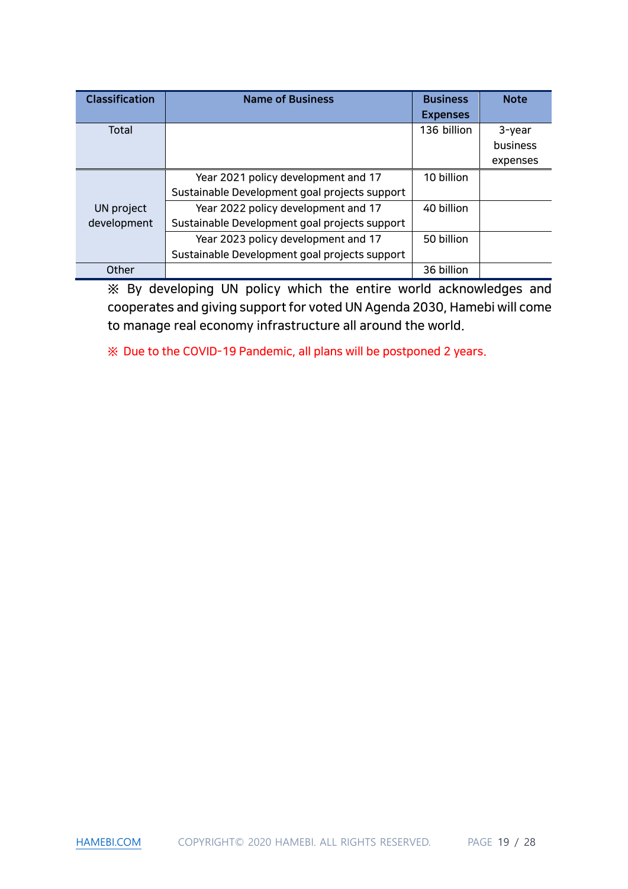| Classification | Name of Business | Business Expenses | Note |
|---|---|---|---|
| Total | | 136 billion | 3-year business expenses |
| UN project development | Year 2021 policy development and 17 Sustainable Development goal projects support | 10 billion | |
| | Year 2022 policy development and 17 Sustainable Development goal projects support | 40 billion | |
| | Year 2023 policy development and 17 Sustainable Development goal projects support | 50 billion | |
| Other | | 36 billion | |

※ By developing UN policy which the entire world acknowledges and cooperates and giving support for voted UN Agenda 2030, Hamebi will come to manage real economy infrastructure all around the world.

※ Due to the COVID-19 Pandemic, all plans will be postponed 2 years.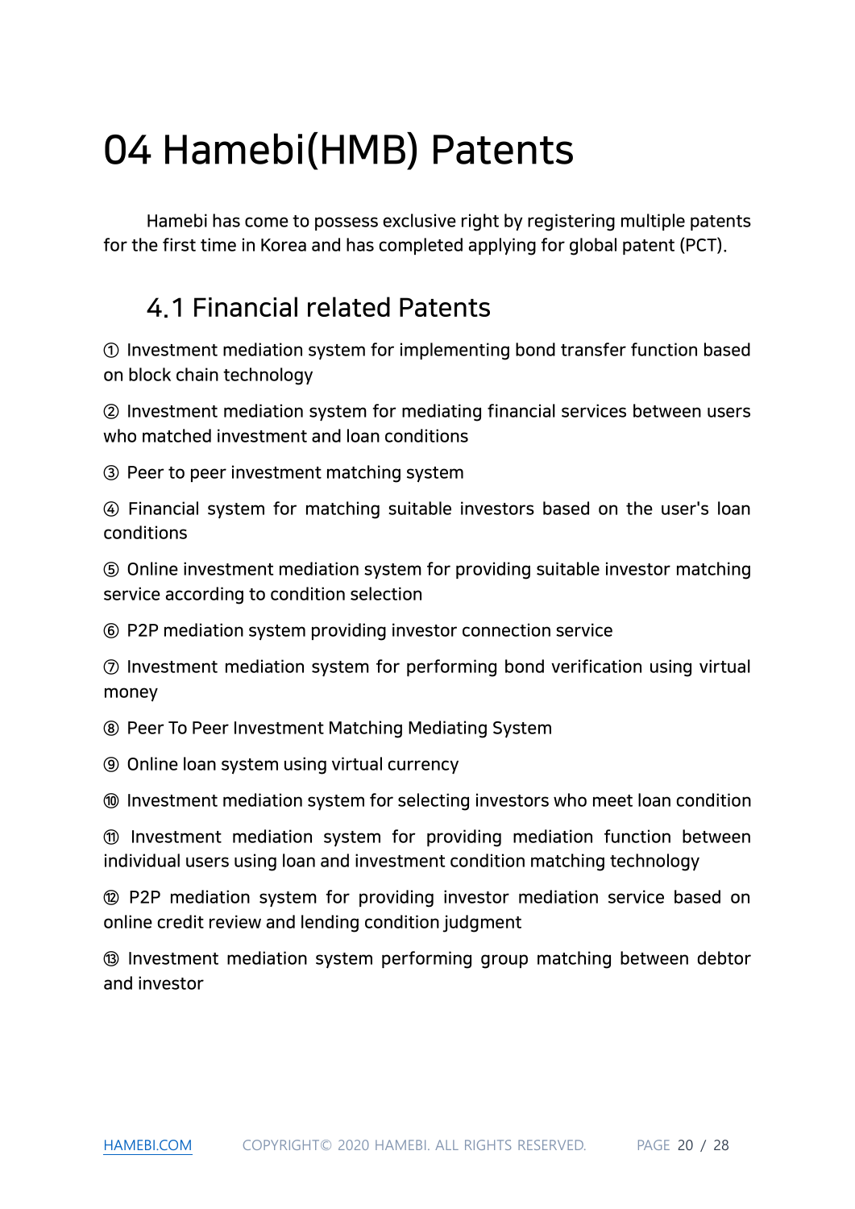# 04 Hamebi(HMB) Patents

Hamebi has come to possess exclusive right by registering multiple patents for the first time in Korea and has completed applying for global patent (PCT).

## 4.1 Financial related Patents

① Investment mediation system for implementing bond transfer function based on block chain technology

② Investment mediation system for mediating financial services between users who matched investment and loan conditions

③ Peer to peer investment matching system

④ Financial system for matching suitable investors based on the user's loan conditions

⑤ Online investment mediation system for providing suitable investor matching service according to condition selection

⑥ P2P mediation system providing investor connection service

⑦ Investment mediation system for performing bond verification using virtual money

⑧ Peer To Peer Investment Matching Mediating System

⑨ Online loan system using virtual currency

⑩ Investment mediation system for selecting investors who meet loan condition

⑪ Investment mediation system for providing mediation function between individual users using loan and investment condition matching technology

⑫ P2P mediation system for providing investor mediation service based on online credit review and lending condition judgment

⑬ Investment mediation system performing group matching between debtor and investor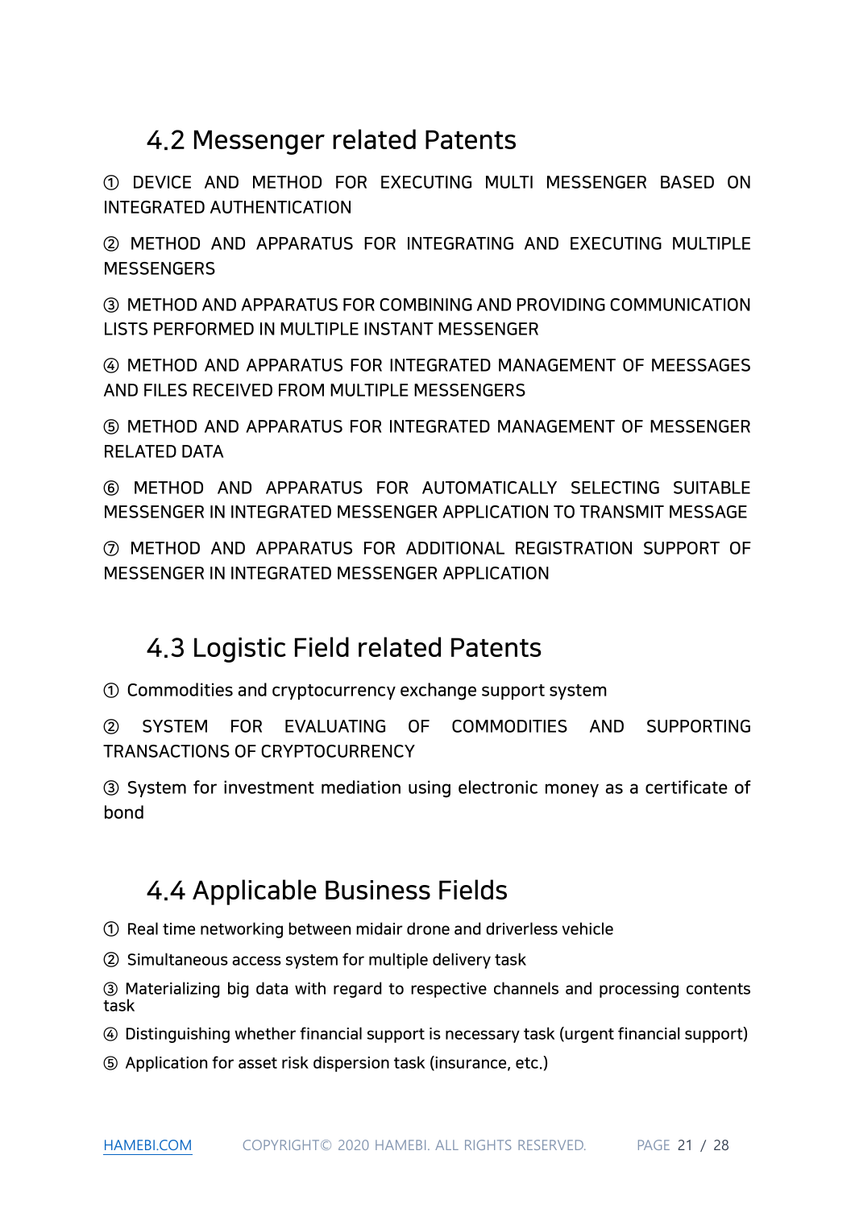## 4.2 Messenger related Patents

① DEVICE AND METHOD FOR EXECUTING MULTI MESSENGER BASED ON INTEGRATED AUTHENTICATION

② METHOD AND APPARATUS FOR INTEGRATING AND EXECUTING MULTIPLE MESSENGERS

③ METHOD AND APPARATUS FOR COMBINING AND PROVIDING COMMUNICATION LISTS PERFORMED IN MULTIPLE INSTANT MESSENGER

④ METHOD AND APPARATUS FOR INTEGRATED MANAGEMENT OF MEESSAGES AND FILES RECEIVED FROM MULTIPLE MESSENGERS

⑤ METHOD AND APPARATUS FOR INTEGRATED MANAGEMENT OF MESSENGER RELATED DATA

⑥ METHOD AND APPARATUS FOR AUTOMATICALLY SELECTING SUITABLE MESSENGER IN INTEGRATED MESSENGER APPLICATION TO TRANSMIT MESSAGE

⑦ METHOD AND APPARATUS FOR ADDITIONAL REGISTRATION SUPPORT OF MESSENGER IN INTEGRATED MESSENGER APPLICATION

## 4.3 Logistic Field related Patents

① Commodities and cryptocurrency exchange support system

② SYSTEM FOR EVALUATING OF COMMODITIES AND SUPPORTING TRANSACTIONS OF CRYPTOCURRENCY

③ System for investment mediation using electronic money as a certificate of bond

## 4.4 Applicable Business Fields

① Real time networking between midair drone and driverless vehicle

② Simultaneous access system for multiple delivery task

③ Materializing big data with regard to respective channels and processing contents task

④ Distinguishing whether financial support is necessary task (urgent financial support)

⑤ Application for asset risk dispersion task (insurance, etc.)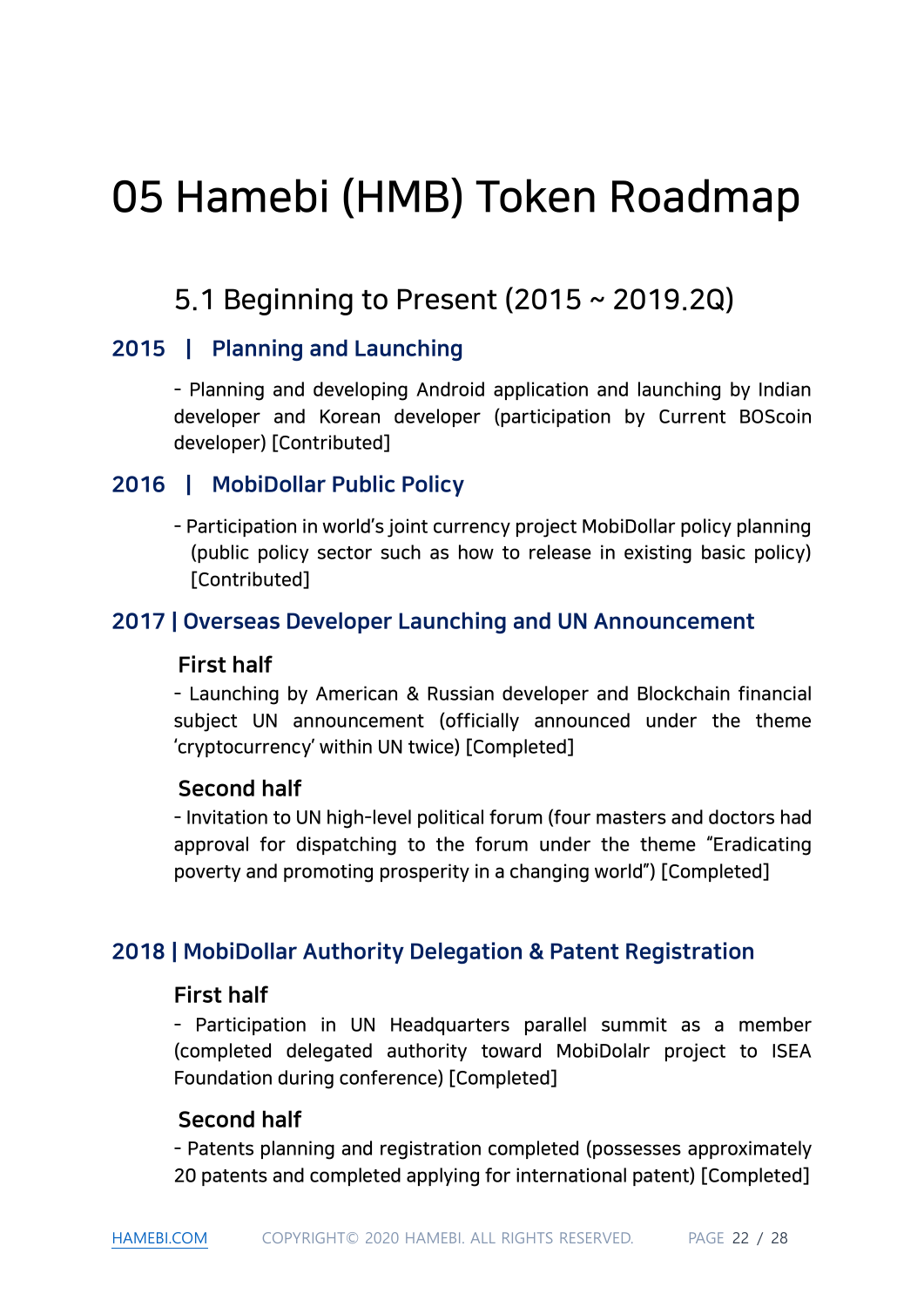# 05 Hamebi (HMB) Token Roadmap

## 5.1 Beginning to Present (2015 ~ 2019.2Q)

### 2015 | Planning and Launching

- Planning and developing Android application and launching by Indian developer and Korean developer (participation by Current BOScoin developer) [Contributed]

### 2016 | MobiDollar Public Policy

- Participation in world's joint currency project MobiDollar policy planning (public policy sector such as how to release in existing basic policy) [Contributed]

### 2017 | Overseas Developer Launching and UN Announcement

**First half**

- Launching by American & Russian developer and Blockchain financial subject UN announcement (officially announced under the theme 'cryptocurrency' within UN twice) [Completed]

**Second half**

- Invitation to UN high-level political forum (four masters and doctors had approval for dispatching to the forum under the theme "Eradicating poverty and promoting prosperity in a changing world") [Completed]

### 2018 | MobiDollar Authority Delegation & Patent Registration

**First half**

- Participation in UN Headquarters parallel summit as a member (completed delegated authority toward MobiDolalr project to ISEA Foundation during conference) [Completed]

**Second half**

- Patents planning and registration completed (possesses approximately 20 patents and completed applying for international patent) [Completed]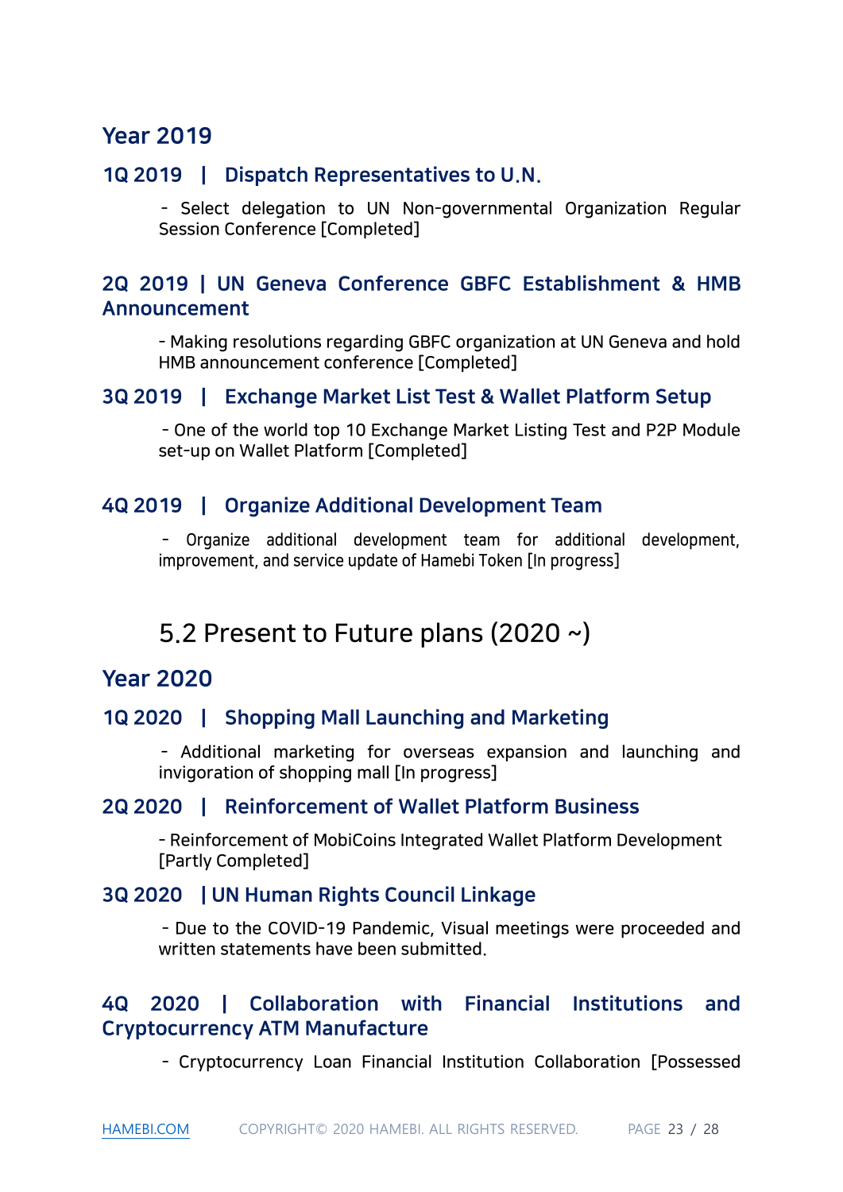## Year 2019

### 1Q 2019 | Dispatch Representatives to U.N.

- Select delegation to UN Non-governmental Organization Regular Session Conference [Completed]

### 2Q 2019 | UN Geneva Conference GBFC Establishment & HMB Announcement

- Making resolutions regarding GBFC organization at UN Geneva and hold HMB announcement conference [Completed]

### 3Q 2019 | Exchange Market List Test & Wallet Platform Setup

- One of the world top 10 Exchange Market Listing Test and P2P Module set-up on Wallet Platform [Completed]

### 4Q 2019 | Organize Additional Development Team

- Organize additional development team for additional development, improvement, and service update of Hamebi Token [In progress]

# 5.2 Present to Future plans (2020 ~)

## Year 2020

### 1Q 2020 | Shopping Mall Launching and Marketing

- Additional marketing for overseas expansion and launching and invigoration of shopping mall [In progress]

### 2Q 2020 | Reinforcement of Wallet Platform Business

- Reinforcement of MobiCoins Integrated Wallet Platform Development [Partly Completed]

### 3Q 2020 | UN Human Rights Council Linkage

- Due to the COVID-19 Pandemic, Visual meetings were proceeded and written statements have been submitted.

### 4Q 2020 | Collaboration with Financial Institutions and Cryptocurrency ATM Manufacture

- Cryptocurrency Loan Financial Institution Collaboration [Possessed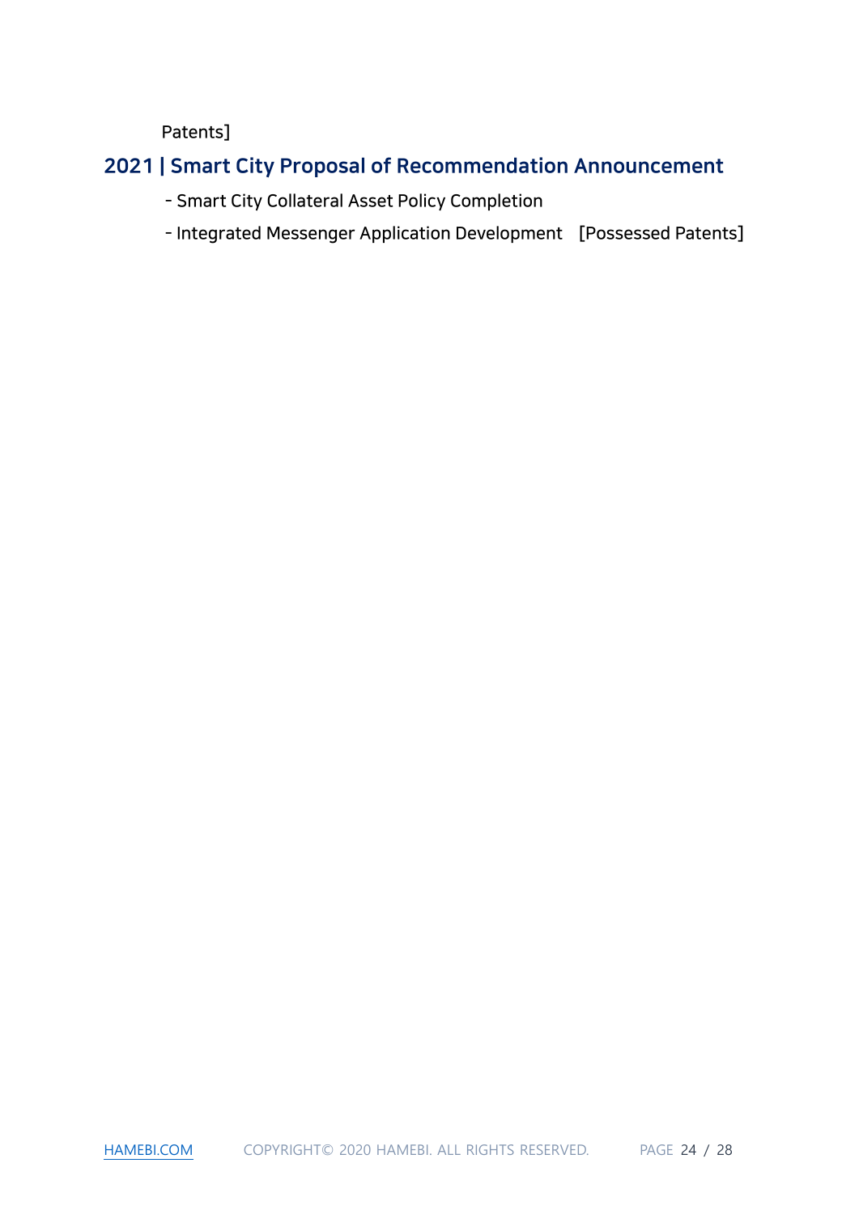Patents]

## 2021 | Smart City Proposal of Recommendation Announcement

- Smart City Collateral Asset Policy Completion
- Integrated Messenger Application Development [Possessed Patents]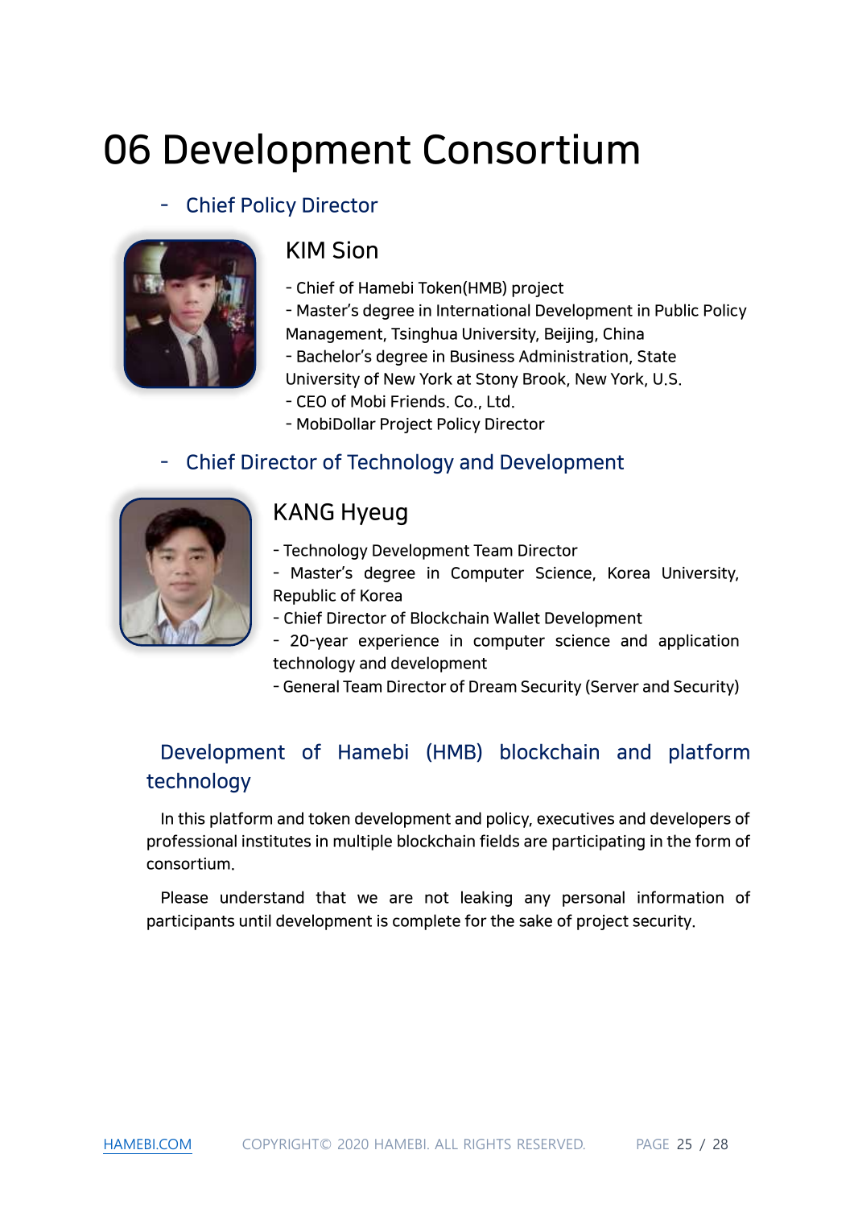# 06 Development Consortium

## - Chief Policy Director

### KIM Sion

- Chief of Hamebi Token(HMB) project
- Master's degree in International Development in Public Policy Management, Tsinghua University, Beijing, China
- Bachelor's degree in Business Administration, State University of New York at Stony Brook, New York, U.S.
- CEO of Mobi Friends. Co., Ltd.
- MobiDollar Project Policy Director

## - Chief Director of Technology and Development

### KANG Hyeug

- Technology Development Team Director
- Master's degree in Computer Science, Korea University, Republic of Korea
- Chief Director of Blockchain Wallet Development
- 20-year experience in computer science and application technology and development
- General Team Director of Dream Security (Server and Security)

## Development of Hamebi (HMB) blockchain and platform technology

In this platform and token development and policy, executives and developers of professional institutes in multiple blockchain fields are participating in the form of consortium.

Please understand that we are not leaking any personal information of participants until development is complete for the sake of project security.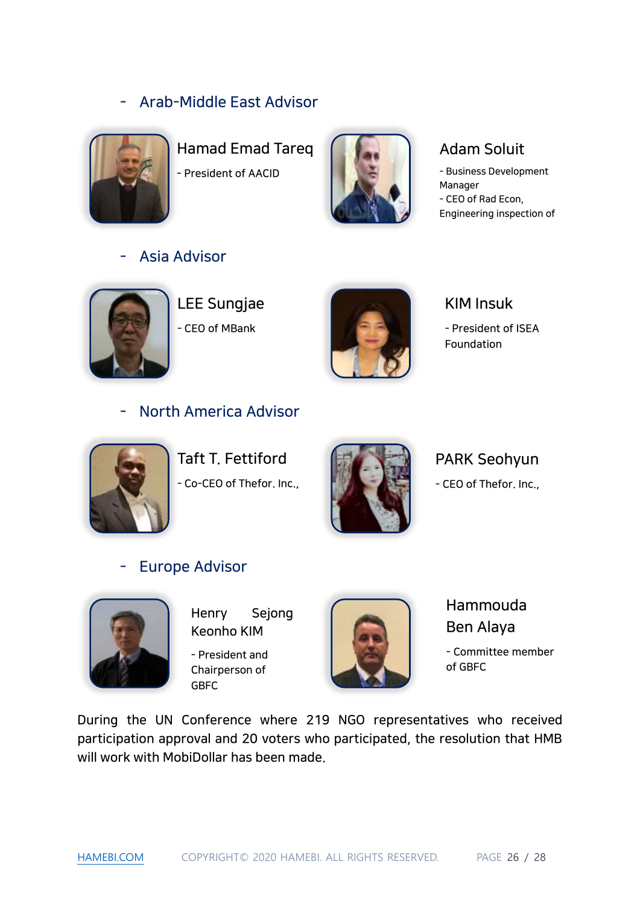## - Arab-Middle East Advisor

**Hamad Emad Tareq**

- President of AACID

**Adam Soluit**

- Business Development Manager
- CEO of Rad Econ, Engineering inspection of

## - Asia Advisor

**LEE Sungjae**

- CEO of MBank

**KIM Insuk**

- President of ISEA Foundation

## - North America Advisor

**Taft T. Fettiford**

- Co-CEO of Thefor. Inc.,

**PARK Seohyun**

- CEO of Thefor. Inc.,

## - Europe Advisor

**Henry Sejong Keonho KIM**

- President and Chairperson of GBFC

**Hammouda Ben Alaya**

- Committee member of GBFC

During the UN Conference where 219 NGO representatives who received participation approval and 20 voters who participated, the resolution that HMB will work with MobiDollar has been made.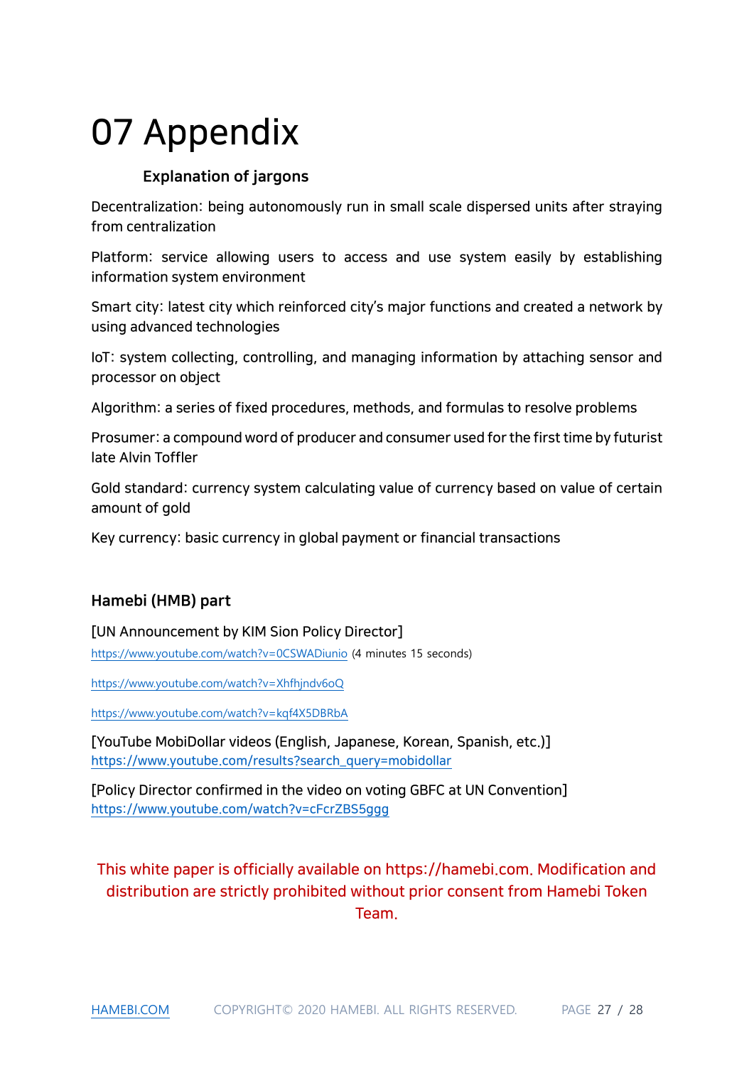# 07 Appendix

### Explanation of jargons

Decentralization: being autonomously run in small scale dispersed units after straying from centralization

Platform: service allowing users to access and use system easily by establishing information system environment

Smart city: latest city which reinforced city's major functions and created a network by using advanced technologies

IoT: system collecting, controlling, and managing information by attaching sensor and processor on object

Algorithm: a series of fixed procedures, methods, and formulas to resolve problems

Prosumer: a compound word of producer and consumer used for the first time by futurist late Alvin Toffler

Gold standard: currency system calculating value of currency based on value of certain amount of gold

Key currency: basic currency in global payment or financial transactions

### Hamebi (HMB) part

[UN Announcement by KIM Sion Policy Director]

https://www.youtube.com/watch?v=0CSWADiunio (4 minutes 15 seconds)

https://www.youtube.com/watch?v=Xhfhjndv6oQ

https://www.youtube.com/watch?v=kqf4X5DBRbA

[YouTube MobiDollar videos (English, Japanese, Korean, Spanish, etc.)]
https://www.youtube.com/results?search_query=mobidollar

[Policy Director confirmed in the video on voting GBFC at UN Convention]
https://www.youtube.com/watch?v=cFcrZBS5ggg

This white paper is officially available on https://hamebi.com. Modification and distribution are strictly prohibited without prior consent from Hamebi Token Team.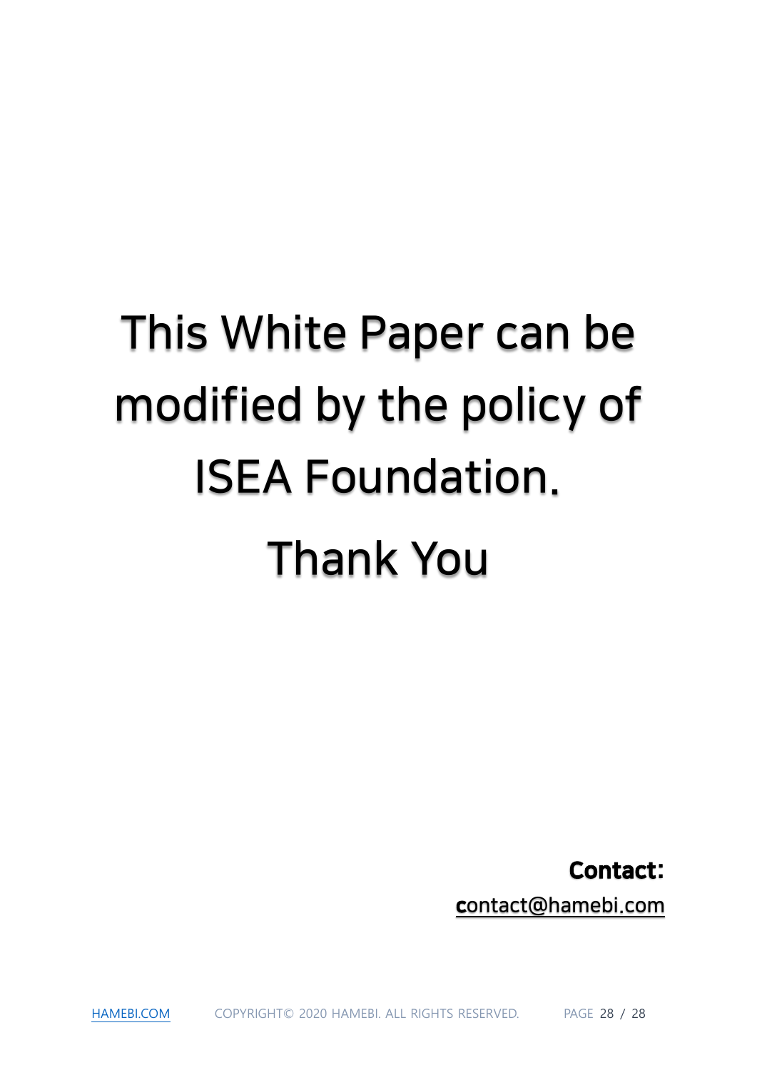# This White Paper can be modified by the policy of ISEA Foundation.

# Thank You

**Contact:**

contact@hamebi.com